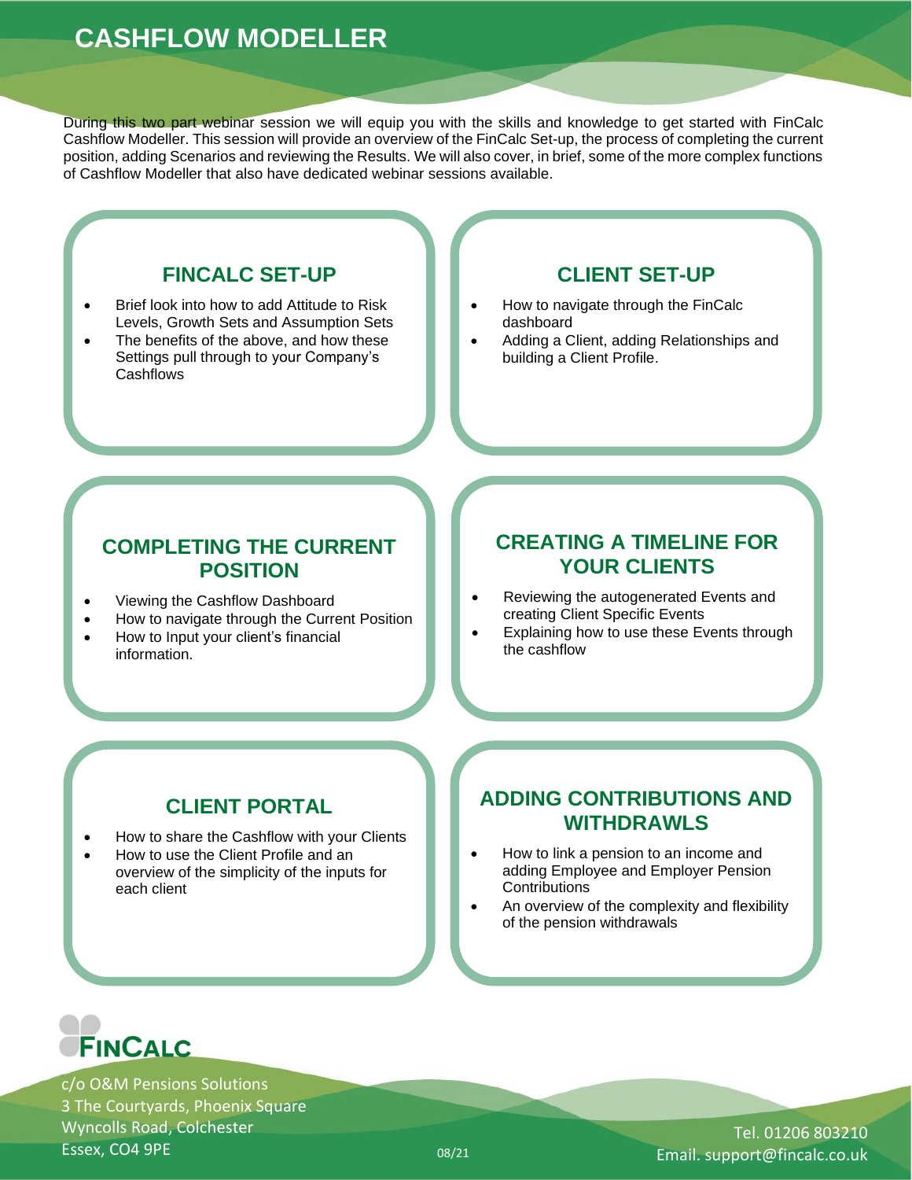# CASHFLOW MODELLER

During this two part webinar session we will equip you with the skills and knowledge to get started with FinCalc Cashflow Modeller. This session will provide an overview of the FinCalc Set-up, the process of completing the current position, adding Scenarios and reviewing the Results. We will also cover, in brief, some of the more complex functions of Cashflow Modeller that also have dedicated webinar sessions available.

## FINCALC SET-UP

- Brief look into how to add Attitude to Risk Levels, Growth Sets and Assumption Sets
- The benefits of the above, and how these Settings pull through to your Company's Cashflows

## CLIENT SET-UP

- How to navigate through the FinCalc dashboard
- Adding a Client, adding Relationships and building a Client Profile.

## COMPLETING THE CURRENT POSITION

- Viewing the Cashflow Dashboard
- How to navigate through the Current Position
- How to Input your client's financial information.

## CREATING A TIMELINE FOR YOUR CLIENTS

- Reviewing the autogenerated Events and creating Client Specific Events
- Explaining how to use these Events through the cashflow

## CLIENT PORTAL

- How to share the Cashflow with your Clients
- How to use the Client Profile and an overview of the simplicity of the inputs for each client

## ADDING CONTRIBUTIONS AND WITHDRAWLS

- How to link a pension to an income and adding Employee and Employer Pension Contributions
- An overview of the complexity and flexibility of the pension withdrawals

FINCALC

c/o O&M Pensions Solutions
3 The Courtyards, Phoenix Square
Wyncolls Road, Colchester
Essex, CO4 9PE

08/21

Tel. 01206 803210
Email. support@fincalc.co.uk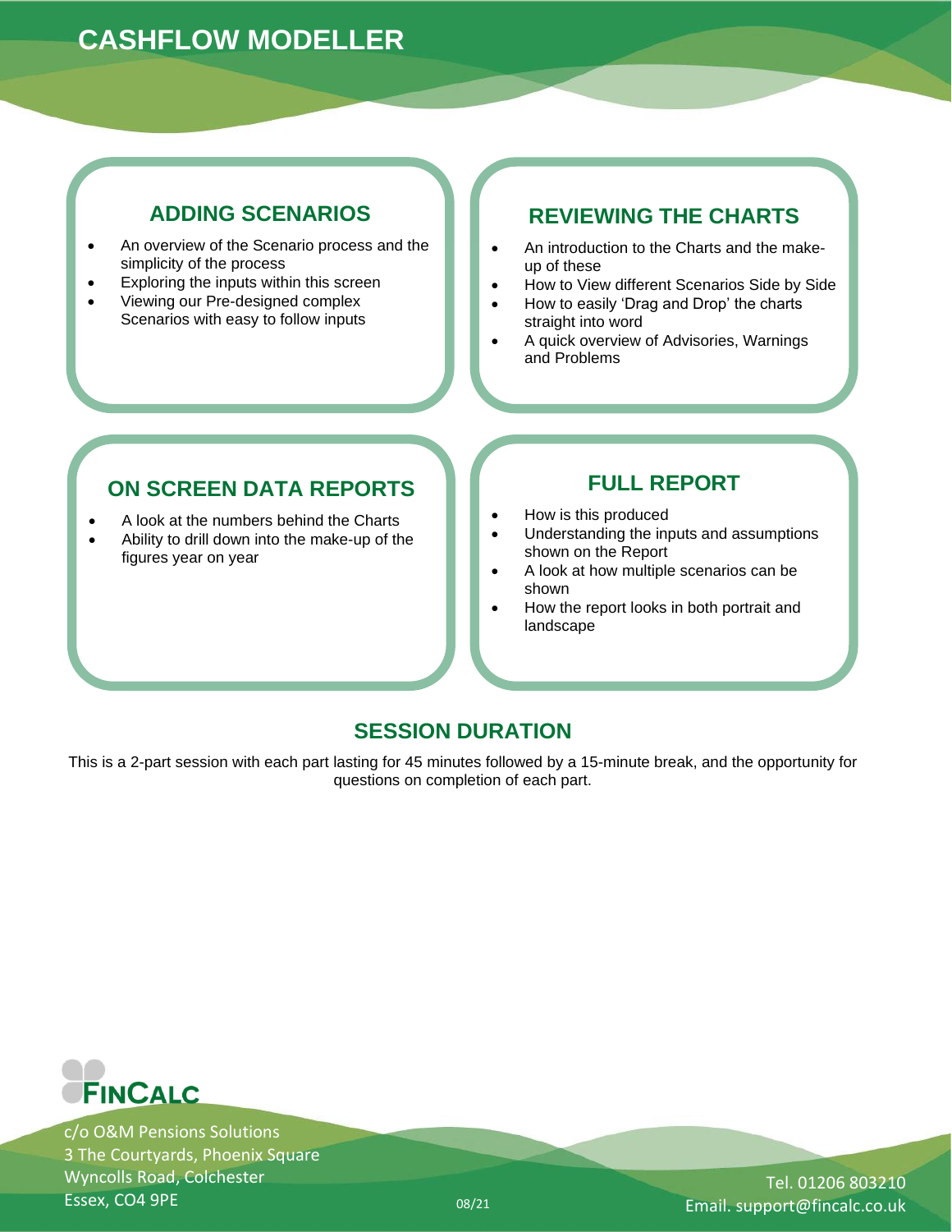# CASHFLOW MODELLER

## ADDING SCENARIOS

- An overview of the Scenario process and the simplicity of the process
- Exploring the inputs within this screen
- Viewing our Pre-designed complex Scenarios with easy to follow inputs

## REVIEWING THE CHARTS

- An introduction to the Charts and the make-up of these
- How to View different Scenarios Side by Side
- How to easily 'Drag and Drop' the charts straight into word
- A quick overview of Advisories, Warnings and Problems

## ON SCREEN DATA REPORTS

- A look at the numbers behind the Charts
- Ability to drill down into the make-up of the figures year on year

## FULL REPORT

- How is this produced
- Understanding the inputs and assumptions shown on the Report
- A look at how multiple scenarios can be shown
- How the report looks in both portrait and landscape

## SESSION DURATION

This is a 2-part session with each part lasting for 45 minutes followed by a 15-minute break, and the opportunity for questions on completion of each part.

FINCALC

c/o O&M Pensions Solutions
3 The Courtyards, Phoenix Square
Wyncolls Road, Colchester
Essex, CO4 9PE

08/21

Tel. 01206 803210
Email. support@fincalc.co.uk